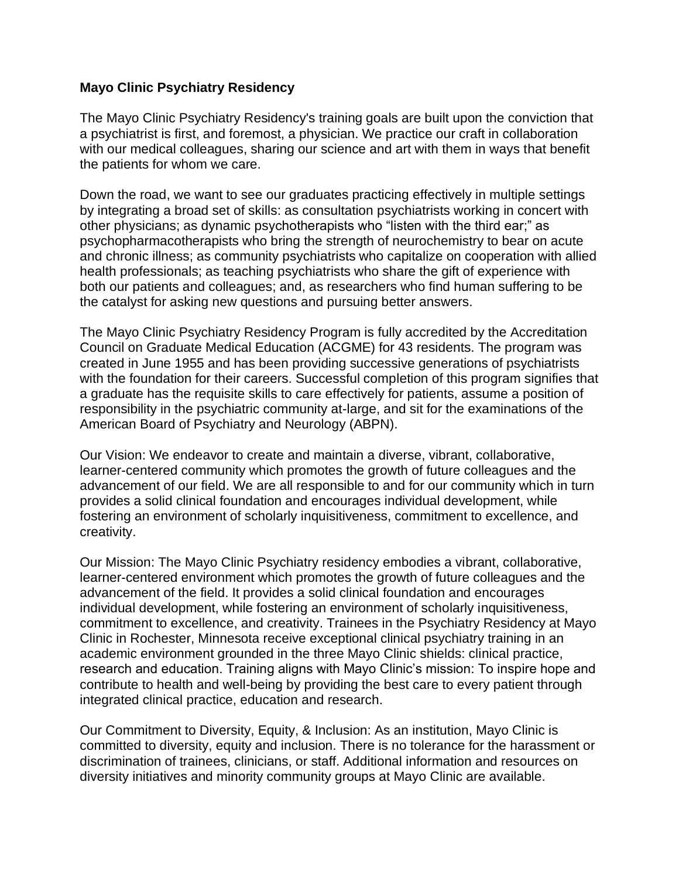**Mayo Clinic Psychiatry Residency**

The Mayo Clinic Psychiatry Residency's training goals are built upon the conviction that a psychiatrist is first, and foremost, a physician. We practice our craft in collaboration with our medical colleagues, sharing our science and art with them in ways that benefit the patients for whom we care.

Down the road, we want to see our graduates practicing effectively in multiple settings by integrating a broad set of skills: as consultation psychiatrists working in concert with other physicians; as dynamic psychotherapists who "listen with the third ear;" as psychopharmacotherapists who bring the strength of neurochemistry to bear on acute and chronic illness; as community psychiatrists who capitalize on cooperation with allied health professionals; as teaching psychiatrists who share the gift of experience with both our patients and colleagues; and, as researchers who find human suffering to be the catalyst for asking new questions and pursuing better answers.

The Mayo Clinic Psychiatry Residency Program is fully accredited by the Accreditation Council on Graduate Medical Education (ACGME) for 43 residents. The program was created in June 1955 and has been providing successive generations of psychiatrists with the foundation for their careers. Successful completion of this program signifies that a graduate has the requisite skills to care effectively for patients, assume a position of responsibility in the psychiatric community at-large, and sit for the examinations of the American Board of Psychiatry and Neurology (ABPN).

Our Vision: We endeavor to create and maintain a diverse, vibrant, collaborative, learner-centered community which promotes the growth of future colleagues and the advancement of our field. We are all responsible to and for our community which in turn provides a solid clinical foundation and encourages individual development, while fostering an environment of scholarly inquisitiveness, commitment to excellence, and creativity.

Our Mission: The Mayo Clinic Psychiatry residency embodies a vibrant, collaborative, learner-centered environment which promotes the growth of future colleagues and the advancement of the field. It provides a solid clinical foundation and encourages individual development, while fostering an environment of scholarly inquisitiveness, commitment to excellence, and creativity. Trainees in the Psychiatry Residency at Mayo Clinic in Rochester, Minnesota receive exceptional clinical psychiatry training in an academic environment grounded in the three Mayo Clinic shields: clinical practice, research and education. Training aligns with Mayo Clinic's mission: To inspire hope and contribute to health and well-being by providing the best care to every patient through integrated clinical practice, education and research.

Our Commitment to Diversity, Equity, & Inclusion: As an institution, Mayo Clinic is committed to diversity, equity and inclusion. There is no tolerance for the harassment or discrimination of trainees, clinicians, or staff. Additional information and resources on diversity initiatives and minority community groups at Mayo Clinic are available.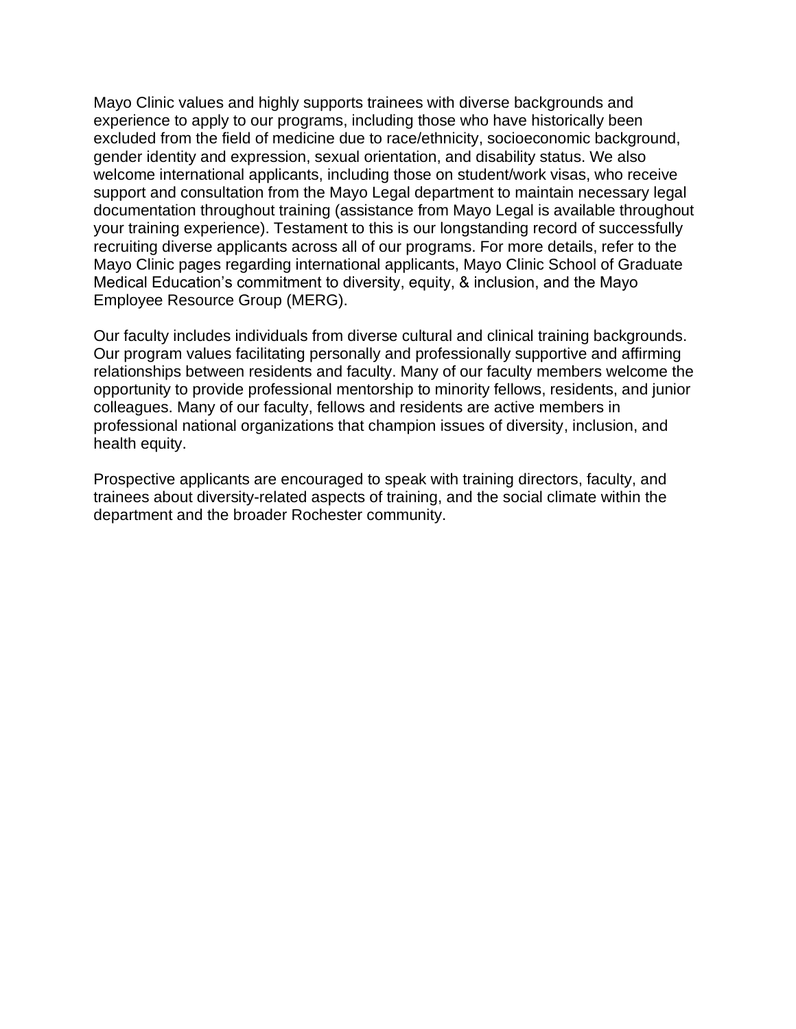Mayo Clinic values and highly supports trainees with diverse backgrounds and experience to apply to our programs, including those who have historically been excluded from the field of medicine due to race/ethnicity, socioeconomic background, gender identity and expression, sexual orientation, and disability status. We also welcome international applicants, including those on student/work visas, who receive support and consultation from the Mayo Legal department to maintain necessary legal documentation throughout training (assistance from Mayo Legal is available throughout your training experience). Testament to this is our longstanding record of successfully recruiting diverse applicants across all of our programs. For more details, refer to the Mayo Clinic pages regarding international applicants, Mayo Clinic School of Graduate Medical Education's commitment to diversity, equity, & inclusion, and the Mayo Employee Resource Group (MERG).

Our faculty includes individuals from diverse cultural and clinical training backgrounds. Our program values facilitating personally and professionally supportive and affirming relationships between residents and faculty. Many of our faculty members welcome the opportunity to provide professional mentorship to minority fellows, residents, and junior colleagues. Many of our faculty, fellows and residents are active members in professional national organizations that champion issues of diversity, inclusion, and health equity.

Prospective applicants are encouraged to speak with training directors, faculty, and trainees about diversity-related aspects of training, and the social climate within the department and the broader Rochester community.